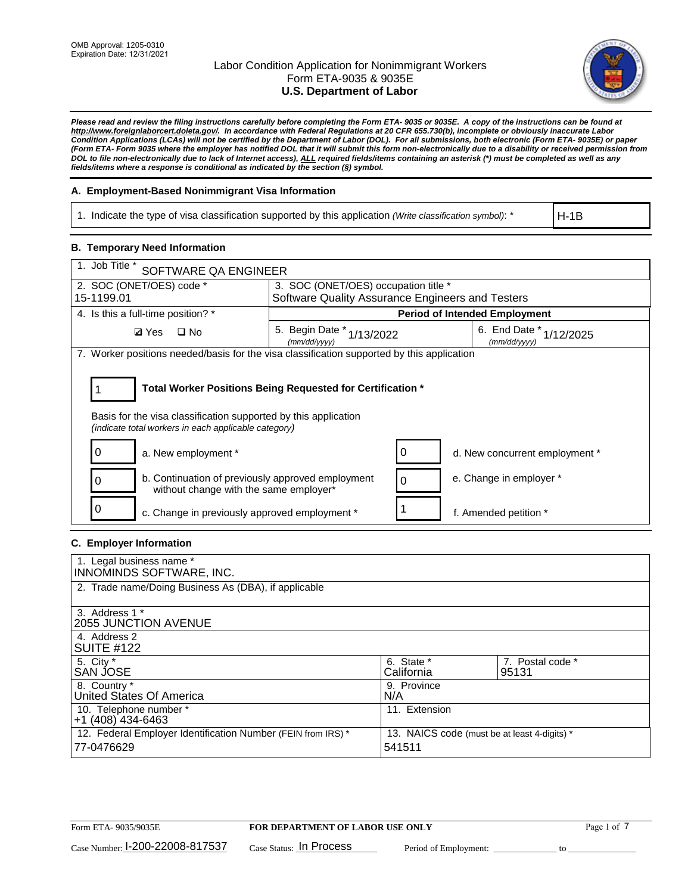OMB Approval: 1205-0310
Expiration Date: 12/31/2021

# Labor Condition Application for Nonimmigrant Workers
## Form ETA-9035 & 9035E
## U.S. Department of Labor

***Please read and review the filing instructions carefully before completing the Form ETA- 9035 or 9035E. A copy of the instructions can be found at http://www.foreignlaborcert.doleta.gov/. In accordance with Federal Regulations at 20 CFR 655.730(b), incomplete or obviously inaccurate Labor Condition Applications (LCAs) will not be certified by the Department of Labor (DOL). For all submissions, both electronic (Form ETA- 9035E) or paper (Form ETA- Form 9035 where the employer has notified DOL that it will submit this form non-electronically due to a disability or received permission from DOL to file non-electronically due to lack of Internet access), ALL required fields/items containing an asterisk (*) must be completed as well as any fields/items where a response is conditional as indicated by the section (§) symbol.***

### A. Employment-Based Nonimmigrant Visa Information

| 1. Indicate the type of visa classification supported by this application *(Write classification symbol)*: * | H-1B |
|---|---|

### B. Temporary Need Information

| 1. Job Title * SOFTWARE QA ENGINEER | | |
|---|---|---|
| 2. SOC (ONET/OES) code * 15-1199.01 | 3. SOC (ONET/OES) occupation title * Software Quality Assurance Engineers and Testers | |
| 4. Is this a full-time position? * | **Period of Intended Employment** | |
| ☑ Yes ☐ No | 5. Begin Date * *(mm/dd/yyyy)* 1/13/2022 | 6. End Date * *(mm/dd/yyyy)* 1/12/2025 |

7. Worker positions needed/basis for the visa classification supported by this application

1 **Total Worker Positions Being Requested for Certification ***

Basis for the visa classification supported by this application
*(indicate total workers in each applicable category)*

| | | | |
|---|---|---|---|
| 0 | a. New employment * | 0 | d. New concurrent employment * |
| 0 | b. Continuation of previously approved employment without change with the same employer* | 0 | e. Change in employer * |
| 0 | c. Change in previously approved employment * | 1 | f. Amended petition * |

### C. Employer Information

| | | |
|---|---|---|
| 1. Legal business name * INNOMINDS SOFTWARE, INC. | | |
| 2. Trade name/Doing Business As (DBA), if applicable | | |
| 3. Address 1 * 2055 JUNCTION AVENUE | | |
| 4. Address 2 SUITE #122 | | |
| 5. City * SAN JOSE | 6. State * California | 7. Postal code * 95131 |
| 8. Country * United States Of America | 9. Province N/A | |
| 10. Telephone number * +1 (408) 434-6463 | 11. Extension | |
| 12. Federal Employer Identification Number (FEIN from IRS) * 77-0476629 | 13. NAICS code (must be at least 4-digits) * 541511 | |

Form ETA- 9035/9035E **FOR DEPARTMENT OF LABOR USE ONLY**

Case Number: I-200-22008-817537 Case Status: In Process Period of Employment: _____________ to _____________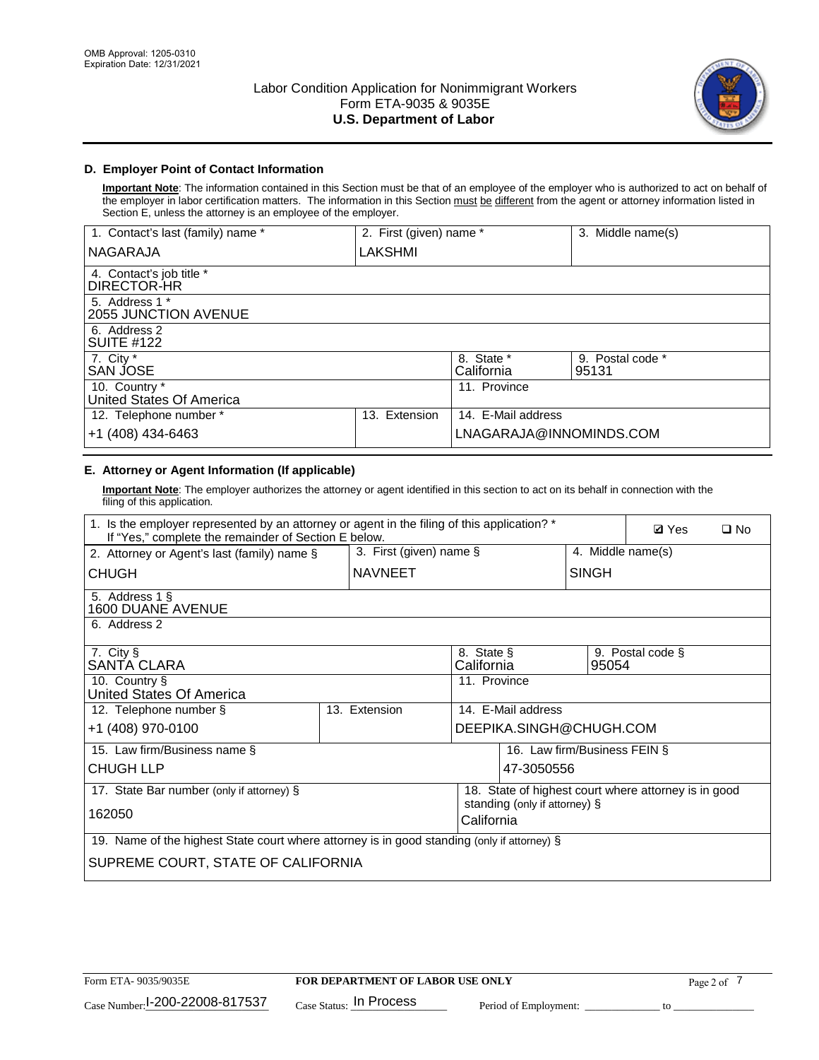OMB Approval: 1205-0310
Expiration Date: 12/31/2021

# Labor Condition Application for Nonimmigrant Workers
Form ETA-9035 & 9035E
**U.S. Department of Labor**

## D. Employer Point of Contact Information

**Important Note**: The information contained in this Section must be that of an employee of the employer who is authorized to act on behalf of the employer in labor certification matters. The information in this Section must be different from the agent or attorney information listed in Section E, unless the attorney is an employee of the employer.

| 1. Contact's last (family) name * | 2. First (given) name * | 3. Middle name(s) |
|---|---|---|
| NAGARAJA | LAKSHMI | |
| 4. Contact's job title * DIRECTOR-HR | | |
| 5. Address 1 * 2055 JUNCTION AVENUE | | |
| 6. Address 2 SUITE #122 | | |
| 7. City * SAN JOSE | 8. State * California | 9. Postal code * 95131 |
| 10. Country * United States Of America | 11. Province | |
| 12. Telephone number * +1 (408) 434-6463 | 13. Extension | 14. E-Mail address LNAGARAJA@INNOMINDS.COM |

## E. Attorney or Agent Information (If applicable)

**Important Note**: The employer authorizes the attorney or agent identified in this section to act on its behalf in connection with the filing of this application.

1. Is the employer represented by an attorney or agent in the filing of this application? * If "Yes," complete the remainder of Section E below. ☑ Yes ☐ No

| 2. Attorney or Agent's last (family) name § | 3. First (given) name § | 4. Middle name(s) |
|---|---|---|
| CHUGH | NAVNEET | SINGH |
| 5. Address 1 § 1600 DUANE AVENUE | | |
| 6. Address 2 | | |
| 7. City § SANTA CLARA | 8. State § California | 9. Postal code § 95054 |
| 10. Country § United States Of America | 11. Province | |
| 12. Telephone number § +1 (408) 970-0100 | 13. Extension | 14. E-Mail address DEEPIKA.SINGH@CHUGH.COM |
| 15. Law firm/Business name § CHUGH LLP | 16. Law firm/Business FEIN § 47-3050556 | |
| 17. State Bar number (only if attorney) § 162050 | 18. State of highest court where attorney is in good standing (only if attorney) § California | |
| 19. Name of the highest State court where attorney is in good standing (only if attorney) § SUPREME COURT, STATE OF CALIFORNIA | | |

Form ETA- 9035/9035E **FOR DEPARTMENT OF LABOR USE ONLY**
Case Number: I-200-22008-817537 Case Status: In Process Period of Employment: ____________ to ____________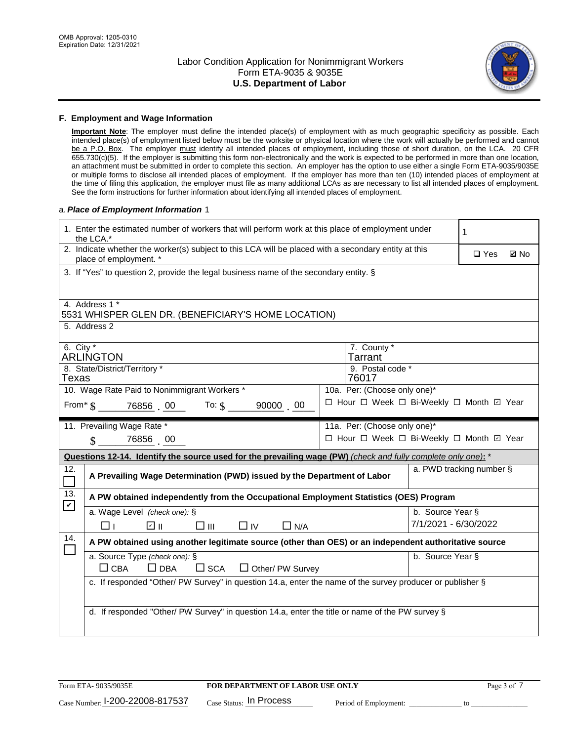## F. Employment and Wage Information

**Important Note**: The employer must define the intended place(s) of employment with as much geographic specificity as possible. Each intended place(s) of employment listed below must be the worksite or physical location where the work will actually be performed and cannot be a P.O. Box. The employer must identify all intended places of employment, including those of short duration, on the LCA. 20 CFR 655.730(c)(5). If the employer is submitting this form non-electronically and the work is expected to be performed in more than one location, an attachment must be submitted in order to complete this section. An employer has the option to use either a single Form ETA-9035/9035E or multiple forms to disclose all intended places of employment. If the employer has more than ten (10) intended places of employment at the time of filing this application, the employer must file as many additional LCAs as are necessary to list all intended places of employment. See the form instructions for further information about identifying all intended places of employment.

a. ***Place of Employment Information*** 1

1. Enter the estimated number of workers that will perform work at this place of employment under the LCA.* **1**

2. Indicate whether the worker(s) subject to this LCA will be placed with a secondary entity at this place of employment. * ☐ Yes ☑ No

3. If "Yes" to question 2, provide the legal business name of the secondary entity. §

4. Address 1 *
5531 WHISPER GLEN DR. (BENEFICIARY'S HOME LOCATION)

5. Address 2

| 6. City * | 7. County * |
|---|---|
| ARLINGTON | Tarrant |
| **8. State/District/Territory *** | **9. Postal code *** |
| Texas | 76017 |

10. Wage Rate Paid to Nonimmigrant Workers *
From* $ 76856 . 00 To: $ 90000 . 00

10a. Per: (Choose only one)*
☐ Hour ☐ Week ☐ Bi-Weekly ☐ Month ☑ Year

11. Prevailing Wage Rate *
$ 76856 . 00

11a. Per: (Choose only one)*
☐ Hour ☐ Week ☐ Bi-Weekly ☐ Month ☑ Year

**Questions 12-14. Identify the source used for the prevailing wage (PW)** *(check and fully complete only one)*: *

12. ☐ **A Prevailing Wage Determination (PWD) issued by the Department of Labor**
a. PWD tracking number §

13. ☑ **A PW obtained independently from the Occupational Employment Statistics (OES) Program**
a. Wage Level *(check one)*: § ☐ I ☑ II ☐ III ☐ IV ☐ N/A
b. Source Year § 7/1/2021 - 6/30/2022

14. ☐ **A PW obtained using another legitimate source (other than OES) or an independent authoritative source**
a. Source Type *(check one)*: § ☐ CBA ☐ DBA ☐ SCA ☐ Other/ PW Survey
b. Source Year §
c. If responded "Other/ PW Survey" in question 14.a, enter the name of the survey producer or publisher §
d. If responded "Other/ PW Survey" in question 14.a, enter the title or name of the PW survey §

Form ETA- 9035/9035E | **FOR DEPARTMENT OF LABOR USE ONLY**
Case Number: I-200-22008-817537 Case Status: In Process Period of Employment: ____________ to ____________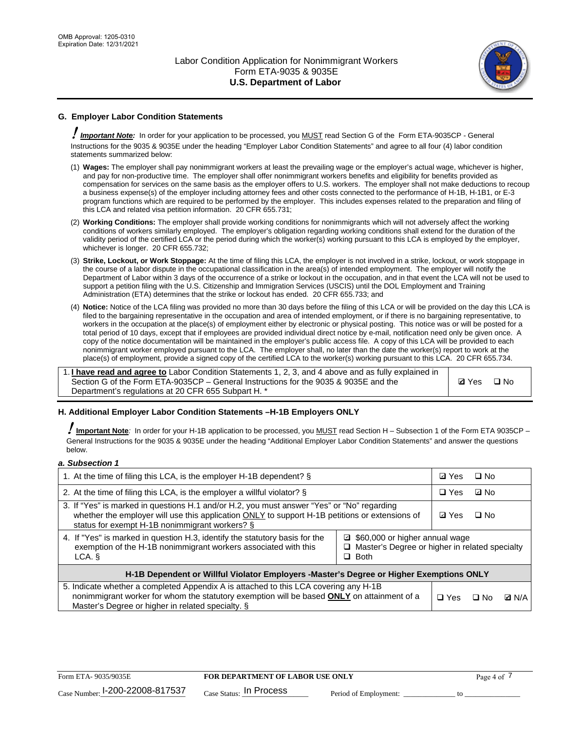## G. Employer Labor Condition Statements

***Important Note:*** In order for your application to be processed, you MUST read Section G of the Form ETA-9035CP - General Instructions for the 9035 & 9035E under the heading "Employer Labor Condition Statements" and agree to all four (4) labor condition statements summarized below:

(1) **Wages:** The employer shall pay nonimmigrant workers at least the prevailing wage or the employer's actual wage, whichever is higher, and pay for non-productive time. The employer shall offer nonimmigrant workers benefits and eligibility for benefits provided as compensation for services on the same basis as the employer offers to U.S. workers. The employer shall not make deductions to recoup a business expense(s) of the employer including attorney fees and other costs connected to the performance of H-1B, H-1B1, or E-3 program functions which are required to be performed by the employer. This includes expenses related to the preparation and filing of this LCA and related visa petition information. 20 CFR 655.731;

(2) **Working Conditions:** The employer shall provide working conditions for nonimmigrants which will not adversely affect the working conditions of workers similarly employed. The employer's obligation regarding working conditions shall extend for the duration of the validity period of the certified LCA or the period during which the worker(s) working pursuant to this LCA is employed by the employer, whichever is longer. 20 CFR 655.732;

(3) **Strike, Lockout, or Work Stoppage:** At the time of filing this LCA, the employer is not involved in a strike, lockout, or work stoppage in the course of a labor dispute in the occupational classification in the area(s) of intended employment. The employer will notify the Department of Labor within 3 days of the occurrence of a strike or lockout in the occupation, and in that event the LCA will not be used to support a petition filing with the U.S. Citizenship and Immigration Services (USCIS) until the DOL Employment and Training Administration (ETA) determines that the strike or lockout has ended. 20 CFR 655.733; and

(4) **Notice:** Notice of the LCA filing was provided no more than 30 days before the filing of this LCA or will be provided on the day this LCA is filed to the bargaining representative in the occupation and area of intended employment, or if there is no bargaining representative, to workers in the occupation at the place(s) of employment either by electronic or physical posting. This notice was or will be posted for a total period of 10 days, except that if employees are provided individual direct notice by e-mail, notification need only be given once. A copy of the notice documentation will be maintained in the employer's public access file. A copy of this LCA will be provided to each nonimmigrant worker employed pursuant to the LCA. The employer shall, no later than the date the worker(s) report to work at the place(s) of employment, provide a signed copy of the certified LCA to the worker(s) working pursuant to this LCA. 20 CFR 655.734.

| | |
|---|---|
| 1. **I have read and agree to** Labor Condition Statements 1, 2, 3, and 4 above and as fully explained in Section G of the Form ETA-9035CP – General Instructions for the 9035 & 9035E and the Department's regulations at 20 CFR 655 Subpart H. * | ☑ Yes ☐ No |

## H. Additional Employer Labor Condition Statements –H-1B Employers ONLY

***Important Note:*** In order for your H-1B application to be processed, you MUST read Section H – Subsection 1 of the Form ETA 9035CP – General Instructions for the 9035 & 9035E under the heading "Additional Employer Labor Condition Statements" and answer the questions below.

### *a. Subsection 1*

| | | |
|---|---|---|
| 1. At the time of filing this LCA, is the employer H-1B dependent? § | | ☑ Yes ☐ No |
| 2. At the time of filing this LCA, is the employer a willful violator? § | | ☐ Yes ☑ No |
| 3. If "Yes" is marked in questions H.1 and/or H.2, you must answer "Yes" or "No" regarding whether the employer will use this application ONLY to support H-1B petitions or extensions of status for exempt H-1B nonimmigrant workers? § | | ☑ Yes ☐ No |
| 4. If "Yes" is marked in question H.3, identify the statutory basis for the exemption of the H-1B nonimmigrant workers associated with this LCA. § | ☑ $60,000 or higher annual wage<br>☐ Master's Degree or higher in related specialty<br>☐ Both | |
| **H-1B Dependent or Willful Violator Employers -Master's Degree or Higher Exemptions ONLY** | | |
| 5. Indicate whether a completed Appendix A is attached to this LCA covering any H-1B nonimmigrant worker for whom the statutory exemption will be based **ONLY** on attainment of a Master's Degree or higher in related specialty. § | | ☐ Yes ☐ No ☑ N/A |

Form ETA- 9035/9035E **FOR DEPARTMENT OF LABOR USE ONLY**

Case Number: I-200-22008-817537 Case Status: In Process Period of Employment: _____________ to _____________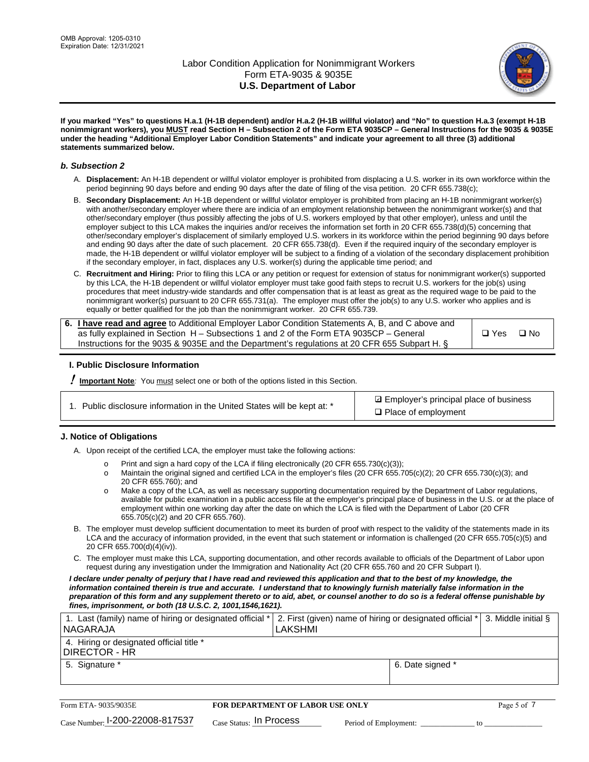**If you marked "Yes" to questions H.a.1 (H-1B dependent) and/or H.a.2 (H-1B willful violator) and "No" to question H.a.3 (exempt H-1B nonimmigrant workers), you MUST read Section H – Subsection 2 of the Form ETA 9035CP – General Instructions for the 9035 & 9035E under the heading "Additional Employer Labor Condition Statements" and indicate your agreement to all three (3) additional statements summarized below.**

### *b. Subsection 2*

A. **Displacement:** An H-1B dependent or willful violator employer is prohibited from displacing a U.S. worker in its own workforce within the period beginning 90 days before and ending 90 days after the date of filing of the visa petition. 20 CFR 655.738(c);

B. **Secondary Displacement:** An H-1B dependent or willful violator employer is prohibited from placing an H-1B nonimmigrant worker(s) with another/secondary employer where there are indicia of an employment relationship between the nonimmigrant worker(s) and that other/secondary employer (thus possibly affecting the jobs of U.S. workers employed by that other employer), unless and until the employer subject to this LCA makes the inquiries and/or receives the information set forth in 20 CFR 655.738(d)(5) concerning that other/secondary employer's displacement of similarly employed U.S. workers in its workforce within the period beginning 90 days before and ending 90 days after the date of such placement. 20 CFR 655.738(d). Even if the required inquiry of the secondary employer is made, the H-1B dependent or willful violator employer will be subject to a finding of a violation of the secondary displacement prohibition if the secondary employer, in fact, displaces any U.S. worker(s) during the applicable time period; and

C. **Recruitment and Hiring:** Prior to filing this LCA or any petition or request for extension of status for nonimmigrant worker(s) supported by this LCA, the H-1B dependent or willful violator employer must take good faith steps to recruit U.S. workers for the job(s) using procedures that meet industry-wide standards and offer compensation that is at least as great as the required wage to be paid to the nonimmigrant worker(s) pursuant to 20 CFR 655.731(a). The employer must offer the job(s) to any U.S. worker who applies and is equally or better qualified for the job than the nonimmigrant worker. 20 CFR 655.739.

| 6. **I have read and agree** to Additional Employer Labor Condition Statements A, B, and C above and as fully explained in Section H – Subsections 1 and 2 of the Form ETA 9035CP – General Instructions for the 9035 & 9035E and the Department's regulations at 20 CFR 655 Subpart H. § | ❑ Yes ❑ No |
|---|---|

### I. Public Disclosure Information

**! Important Note:** You must select one or both of the options listed in this Section.

| 1. Public disclosure information in the United States will be kept at: * | ☑ Employer's principal place of business<br>❑ Place of employment |
|---|---|

### J. Notice of Obligations

A. Upon receipt of the certified LCA, the employer must take the following actions:

- o Print and sign a hard copy of the LCA if filing electronically (20 CFR 655.730(c)(3));
- o Maintain the original signed and certified LCA in the employer's files (20 CFR 655.705(c)(2); 20 CFR 655.730(c)(3); and 20 CFR 655.760); and
- o Make a copy of the LCA, as well as necessary supporting documentation required by the Department of Labor regulations, available for public examination in a public access file at the employer's principal place of business in the U.S. or at the place of employment within one working day after the date on which the LCA is filed with the Department of Labor (20 CFR 655.705(c)(2) and 20 CFR 655.760).

B. The employer must develop sufficient documentation to meet its burden of proof with respect to the validity of the statements made in its LCA and the accuracy of information provided, in the event that such statement or information is challenged (20 CFR 655.705(c)(5) and 20 CFR 655.700(d)(4)(iv)).

C. The employer must make this LCA, supporting documentation, and other records available to officials of the Department of Labor upon request during any investigation under the Immigration and Nationality Act (20 CFR 655.760 and 20 CFR Subpart I).

***I declare under penalty of perjury that I have read and reviewed this application and that to the best of my knowledge, the information contained therein is true and accurate. I understand that to knowingly furnish materially false information in the preparation of this form and any supplement thereto or to aid, abet, or counsel another to do so is a federal offense punishable by fines, imprisonment, or both (18 U.S.C. 2, 1001,1546,1621).***

| 1. Last (family) name of hiring or designated official * NAGARAJA | 2. First (given) name of hiring or designated official * LAKSHMI | 3. Middle initial § |
|---|---|---|
| 4. Hiring or designated official title * DIRECTOR - HR | | |
| 5. Signature * | 6. Date signed * | |

| Form ETA- 9035/9035E | FOR DEPARTMENT OF LABOR USE ONLY | |
|---|---|---|
| Case Number: I-200-22008-817537 | Case Status: In Process | Period of Employment: _____________ to _____________ |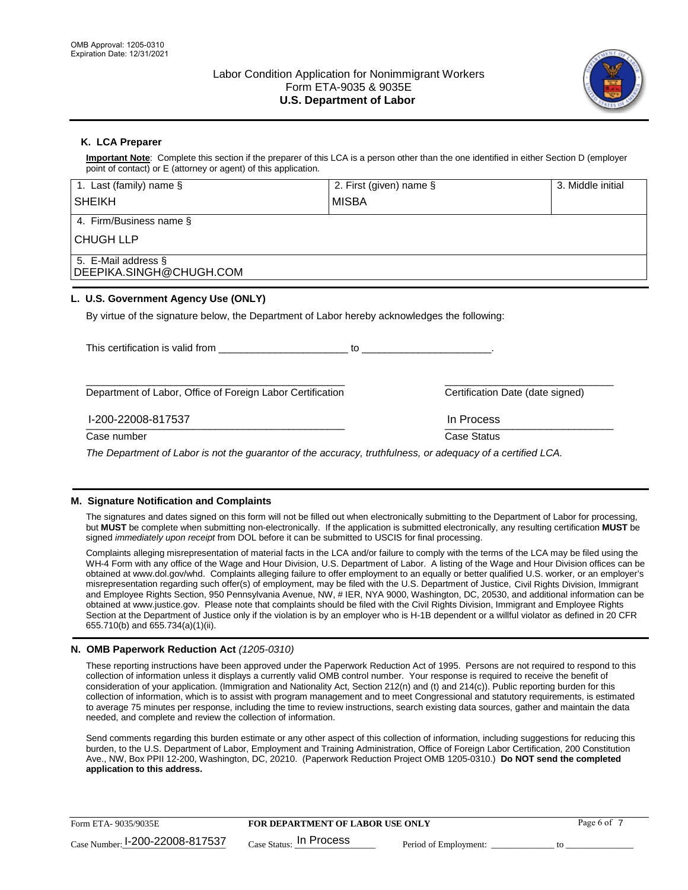OMB Approval: 1205-0310
Expiration Date: 12/31/2021

# Labor Condition Application for Nonimmigrant Workers
## Form ETA-9035 & 9035E
## U.S. Department of Labor

### K. LCA Preparer

**Important Note**: Complete this section if the preparer of this LCA is a person other than the one identified in either Section D (employer point of contact) or E (attorney or agent) of this application.

| 1. Last (family) name § | 2. First (given) name § | 3. Middle initial |
|---|---|---|
| SHEIKH | MISBA | |
| 4. Firm/Business name § | | |
| CHUGH LLP | | |
| 5. E-Mail address § | | |
| DEEPIKA.SINGH@CHUGH.COM | | |

### L. U.S. Government Agency Use (ONLY)

By virtue of the signature below, the Department of Labor hereby acknowledges the following:

This certification is valid from \_\_\_\_\_\_\_\_\_\_\_\_\_\_\_\_\_\_\_\_\_\_ to \_\_\_\_\_\_\_\_\_\_\_\_\_\_\_\_\_\_\_\_\_\_.

Department of Labor, Office of Foreign Labor Certification

Certification Date (date signed)

I-200-22008-817537 — Case number

In Process — Case Status

*The Department of Labor is not the guarantor of the accuracy, truthfulness, or adequacy of a certified LCA.*

### M. Signature Notification and Complaints

The signatures and dates signed on this form will not be filled out when electronically submitting to the Department of Labor for processing, but **MUST** be complete when submitting non-electronically. If the application is submitted electronically, any resulting certification **MUST** be signed *immediately upon receipt* from DOL before it can be submitted to USCIS for final processing.

Complaints alleging misrepresentation of material facts in the LCA and/or failure to comply with the terms of the LCA may be filed using the WH-4 Form with any office of the Wage and Hour Division, U.S. Department of Labor. A listing of the Wage and Hour Division offices can be obtained at www.dol.gov/whd. Complaints alleging failure to offer employment to an equally or better qualified U.S. worker, or an employer's misrepresentation regarding such offer(s) of employment, may be filed with the U.S. Department of Justice, Civil Rights Division, Immigrant and Employee Rights Section, 950 Pennsylvania Avenue, NW, # IER, NYA 9000, Washington, DC, 20530, and additional information can be obtained at www.justice.gov. Please note that complaints should be filed with the Civil Rights Division, Immigrant and Employee Rights Section at the Department of Justice only if the violation is by an employer who is H-1B dependent or a willful violator as defined in 20 CFR 655.710(b) and 655.734(a)(1)(ii).

### N. OMB Paperwork Reduction Act *(1205-0310)*

These reporting instructions have been approved under the Paperwork Reduction Act of 1995. Persons are not required to respond to this collection of information unless it displays a currently valid OMB control number. Your response is required to receive the benefit of consideration of your application. (Immigration and Nationality Act, Section 212(n) and (t) and 214(c)). Public reporting burden for this collection of information, which is to assist with program management and to meet Congressional and statutory requirements, is estimated to average 75 minutes per response, including the time to review instructions, search existing data sources, gather and maintain the data needed, and complete and review the collection of information.

Send comments regarding this burden estimate or any other aspect of this collection of information, including suggestions for reducing this burden, to the U.S. Department of Labor, Employment and Training Administration, Office of Foreign Labor Certification, 200 Constitution Ave., NW, Box PPII 12-200, Washington, DC, 20210. (Paperwork Reduction Project OMB 1205-0310.) **Do NOT send the completed application to this address.**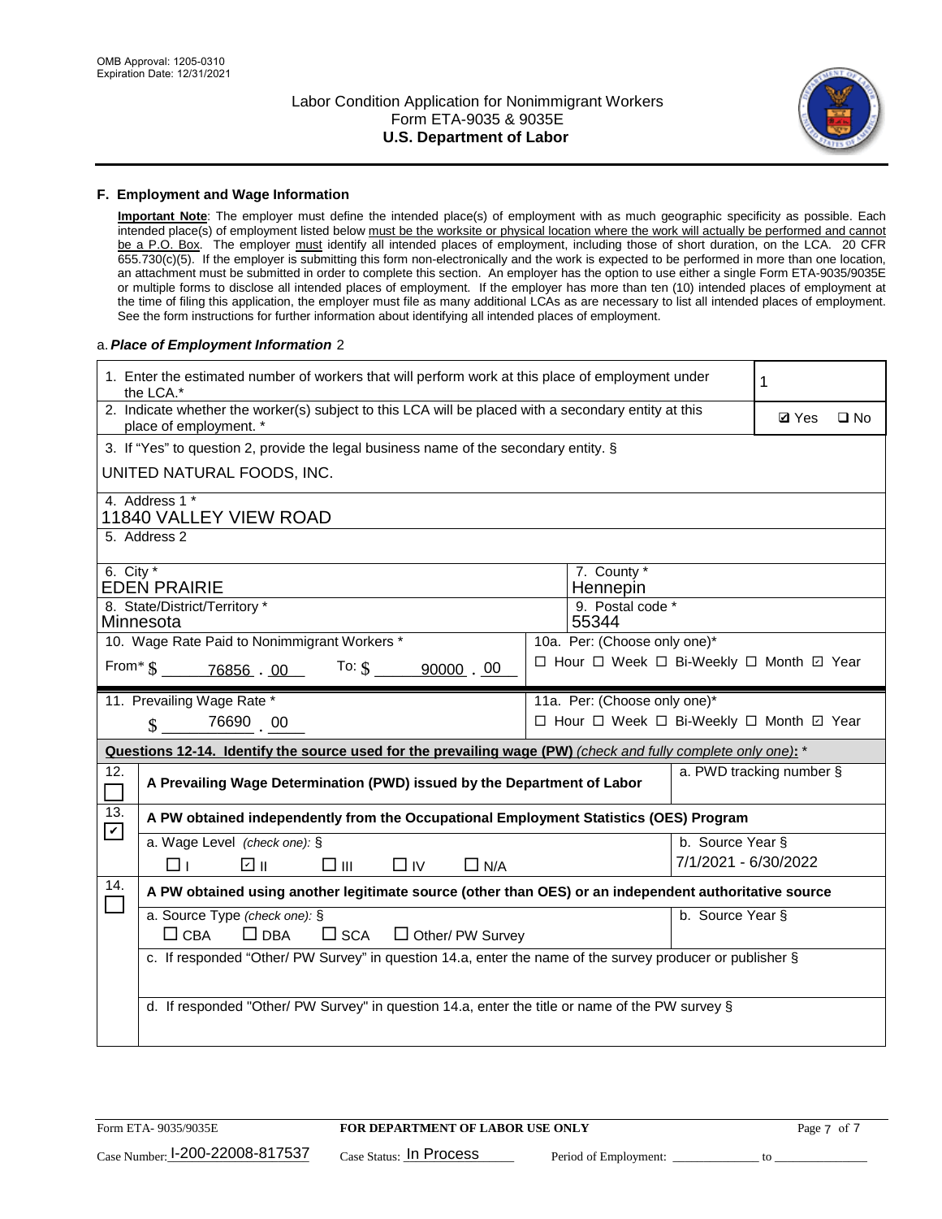OMB Approval: 1205-0310
Expiration Date: 12/31/2021

# Labor Condition Application for Nonimmigrant Workers
## Form ETA-9035 & 9035E
## U.S. Department of Labor

### F. Employment and Wage Information

**Important Note**: The employer must define the intended place(s) of employment with as much geographic specificity as possible. Each intended place(s) of employment listed below must be the worksite or physical location where the work will actually be performed and cannot be a P.O. Box. The employer must identify all intended places of employment, including those of short duration, on the LCA. 20 CFR 655.730(c)(5). If the employer is submitting this form non-electronically and the work is expected to be performed in more than one location, an attachment must be submitted in order to complete this section. An employer has the option to use either a single Form ETA-9035/9035E or multiple forms to disclose all intended places of employment. If the employer has more than ten (10) intended places of employment at the time of filing this application, the employer must file as many additional LCAs as are necessary to list all intended places of employment. See the form instructions for further information about identifying all intended places of employment.

a. ***Place of Employment Information*** 2

1. Enter the estimated number of workers that will perform work at this place of employment under the LCA.* **1**

2. Indicate whether the worker(s) subject to this LCA will be placed with a secondary entity at this place of employment. * ☑ Yes ☐ No

3. If "Yes" to question 2, provide the legal business name of the secondary entity. §
UNITED NATURAL FOODS, INC.

4. Address 1 *
11840 VALLEY VIEW ROAD

5. Address 2

6. City *
EDEN PRAIRIE

7. County *
Hennepin

8. State/District/Territory *
Minnesota

9. Postal code *
55344

10. Wage Rate Paid to Nonimmigrant Workers *
From* $ 76856 . 00 To: $ 90000 . 00

10a. Per: (Choose only one)*
☐ Hour ☐ Week ☐ Bi-Weekly ☐ Month ☑ Year

11. Prevailing Wage Rate *
$ 76690 . 00

11a. Per: (Choose only one)*
☐ Hour ☐ Week ☐ Bi-Weekly ☐ Month ☑ Year

**Questions 12-14. Identify the source used for the prevailing wage (PW)** *(check and fully complete only one)*: *

12. ☐ **A Prevailing Wage Determination (PWD) issued by the Department of Labor**
a. PWD tracking number §

13. ☑ **A PW obtained independently from the Occupational Employment Statistics (OES) Program**
a. Wage Level *(check one)*: §
☐ I ☑ II ☐ III ☐ IV ☐ N/A
b. Source Year §
7/1/2021 - 6/30/2022

14. ☐ **A PW obtained using another legitimate source (other than OES) or an independent authoritative source**
a. Source Type *(check one)*: §
☐ CBA ☐ DBA ☐ SCA ☐ Other/ PW Survey
b. Source Year §
c. If responded "Other/ PW Survey" in question 14.a, enter the name of the survey producer or publisher §
d. If responded "Other/ PW Survey" in question 14.a, enter the title or name of the PW survey §

Form ETA- 9035/9035E **FOR DEPARTMENT OF LABOR USE ONLY**

Case Number: I-200-22008-817537 Case Status: In Process Period of Employment: _____________ to _____________